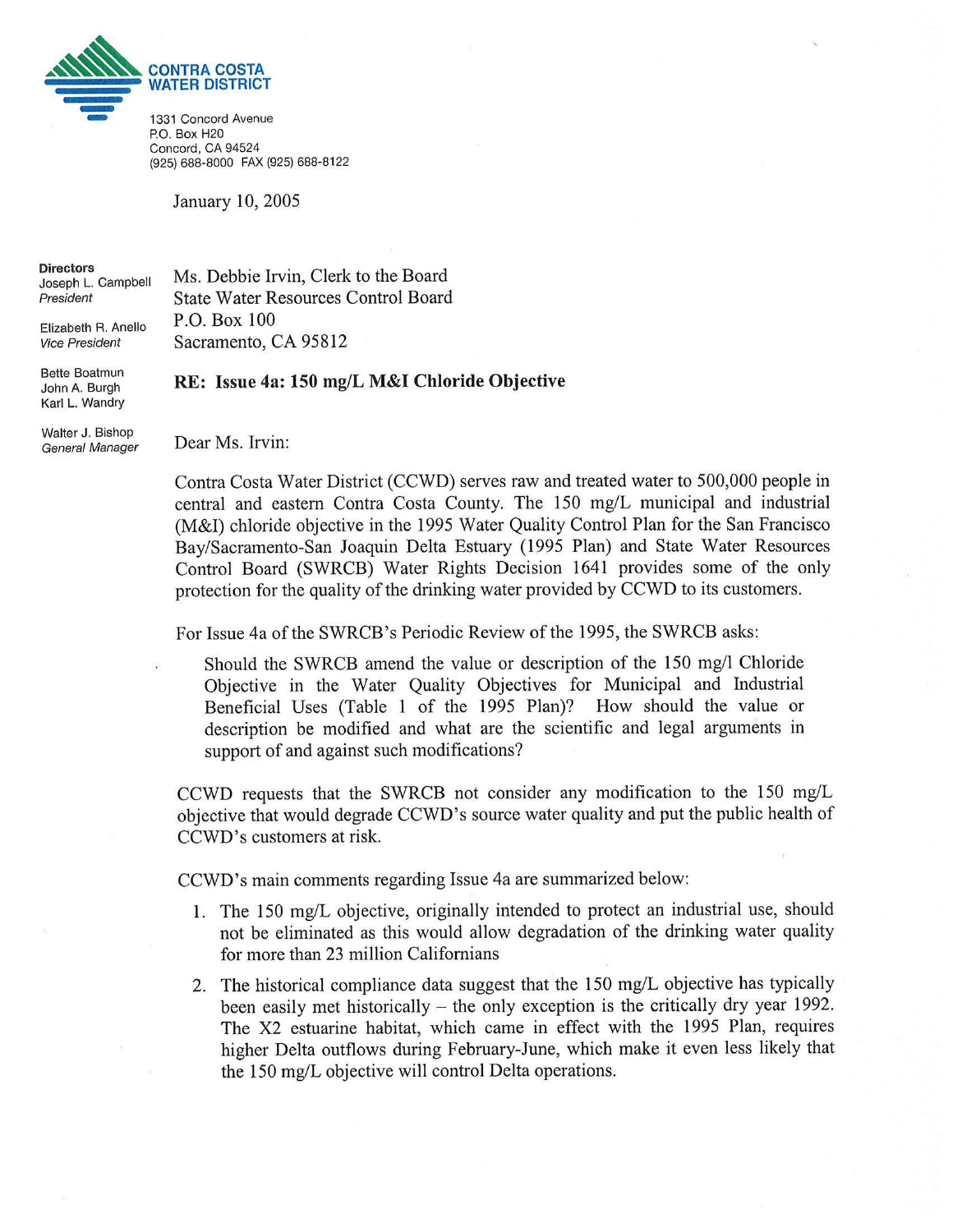**CONTRA COSTA WATER DISTRICT**

1331 Concord Avenue
P.O. Box H20
Concord, CA 94524
(925) 688-8000 FAX (925) 688-8122

January 10, 2005

**Directors**
Joseph L. Campbell
*President*

Elizabeth R. Anello
*Vice President*

Bette Boatmun
John A. Burgh
Karl L. Wandry

Walter J. Bishop
*General Manager*

Ms. Debbie Irvin, Clerk to the Board
State Water Resources Control Board
P.O. Box 100
Sacramento, CA 95812

**RE: Issue 4a: 150 mg/L M&I Chloride Objective**

Dear Ms. Irvin:

Contra Costa Water District (CCWD) serves raw and treated water to 500,000 people in central and eastern Contra Costa County. The 150 mg/L municipal and industrial (M&I) chloride objective in the 1995 Water Quality Control Plan for the San Francisco Bay/Sacramento-San Joaquin Delta Estuary (1995 Plan) and State Water Resources Control Board (SWRCB) Water Rights Decision 1641 provides some of the only protection for the quality of the drinking water provided by CCWD to its customers.

For Issue 4a of the SWRCB's Periodic Review of the 1995, the SWRCB asks:

> Should the SWRCB amend the value or description of the 150 mg/l Chloride Objective in the Water Quality Objectives for Municipal and Industrial Beneficial Uses (Table 1 of the 1995 Plan)? How should the value or description be modified and what are the scientific and legal arguments in support of and against such modifications?

CCWD requests that the SWRCB not consider any modification to the 150 mg/L objective that would degrade CCWD's source water quality and put the public health of CCWD's customers at risk.

CCWD's main comments regarding Issue 4a are summarized below:

1. The 150 mg/L objective, originally intended to protect an industrial use, should not be eliminated as this would allow degradation of the drinking water quality for more than 23 million Californians
2. The historical compliance data suggest that the 150 mg/L objective has typically been easily met historically – the only exception is the critically dry year 1992. The X2 estuarine habitat, which came in effect with the 1995 Plan, requires higher Delta outflows during February-June, which make it even less likely that the 150 mg/L objective will control Delta operations.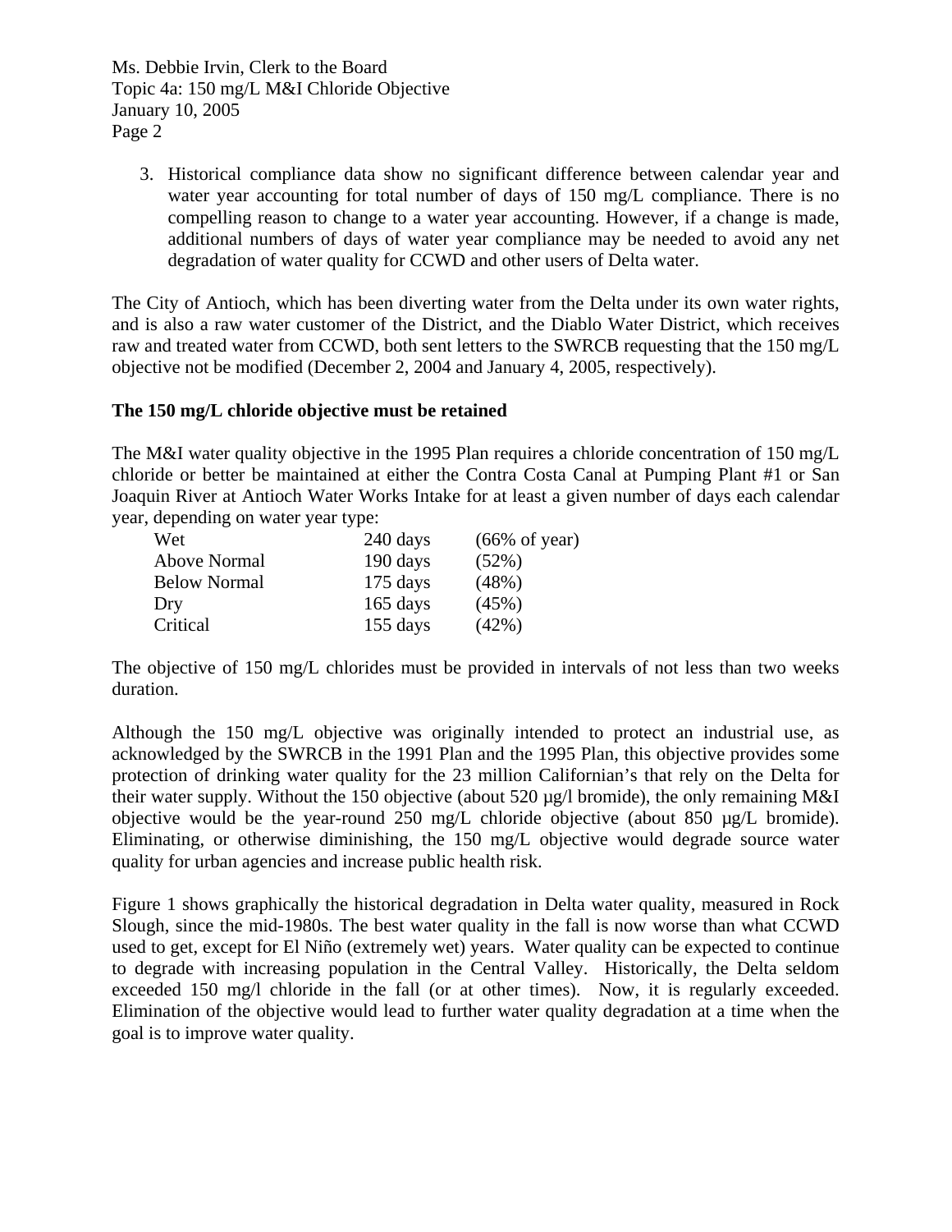3. Historical compliance data show no significant difference between calendar year and water year accounting for total number of days of 150 mg/L compliance. There is no compelling reason to change to a water year accounting. However, if a change is made, additional numbers of days of water year compliance may be needed to avoid any net degradation of water quality for CCWD and other users of Delta water.

The City of Antioch, which has been diverting water from the Delta under its own water rights, and is also a raw water customer of the District, and the Diablo Water District, which receives raw and treated water from CCWD, both sent letters to the SWRCB requesting that the 150 mg/L objective not be modified (December 2, 2004 and January 4, 2005, respectively).

**The 150 mg/L chloride objective must be retained**

The M&I water quality objective in the 1995 Plan requires a chloride concentration of 150 mg/L chloride or better be maintained at either the Contra Costa Canal at Pumping Plant #1 or San Joaquin River at Antioch Water Works Intake for at least a given number of days each calendar year, depending on water year type:

| | | |
|---|---|---|
| Wet | 240 days | (66% of year) |
| Above Normal | 190 days | (52%) |
| Below Normal | 175 days | (48%) |
| Dry | 165 days | (45%) |
| Critical | 155 days | (42%) |

The objective of 150 mg/L chlorides must be provided in intervals of not less than two weeks duration.

Although the 150 mg/L objective was originally intended to protect an industrial use, as acknowledged by the SWRCB in the 1991 Plan and the 1995 Plan, this objective provides some protection of drinking water quality for the 23 million Californian's that rely on the Delta for their water supply. Without the 150 objective (about 520 µg/l bromide), the only remaining M&I objective would be the year-round 250 mg/L chloride objective (about 850 µg/L bromide). Eliminating, or otherwise diminishing, the 150 mg/L objective would degrade source water quality for urban agencies and increase public health risk.

Figure 1 shows graphically the historical degradation in Delta water quality, measured in Rock Slough, since the mid-1980s. The best water quality in the fall is now worse than what CCWD used to get, except for El Niño (extremely wet) years. Water quality can be expected to continue to degrade with increasing population in the Central Valley. Historically, the Delta seldom exceeded 150 mg/l chloride in the fall (or at other times). Now, it is regularly exceeded. Elimination of the objective would lead to further water quality degradation at a time when the goal is to improve water quality.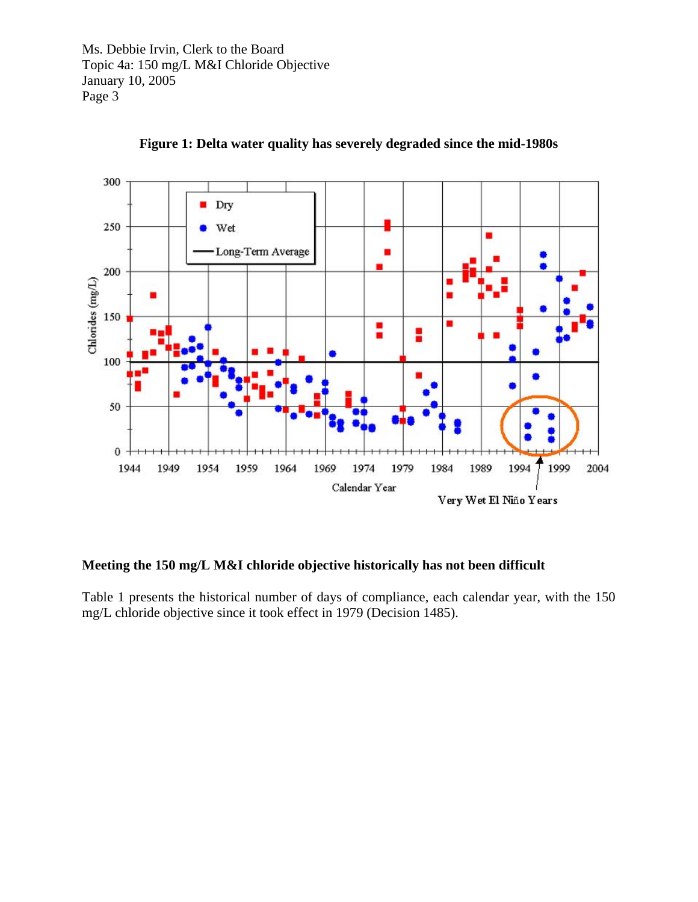**Figure 1: Delta water quality has severely degraded since the mid-1980s**

**Meeting the 150 mg/L M&I chloride objective historically has not been difficult**

Table 1 presents the historical number of days of compliance, each calendar year, with the 150 mg/L chloride objective since it took effect in 1979 (Decision 1485).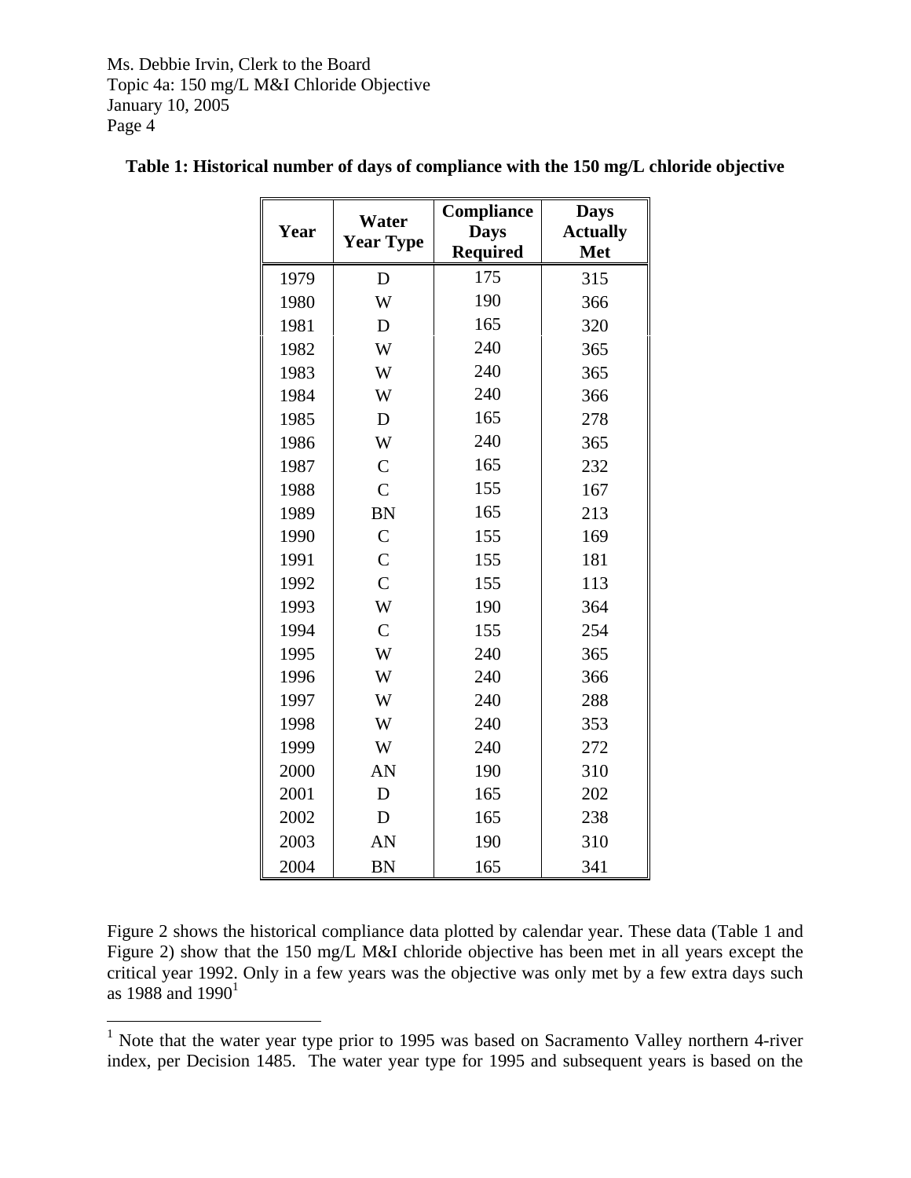**Table 1: Historical number of days of compliance with the 150 mg/L chloride objective**

| Year | Water Year Type | Compliance Days Required | Days Actually Met |
|---|---|---|---|
| 1979 | D | 175 | 315 |
| 1980 | W | 190 | 366 |
| 1981 | D | 165 | 320 |
| 1982 | W | 240 | 365 |
| 1983 | W | 240 | 365 |
| 1984 | W | 240 | 366 |
| 1985 | D | 165 | 278 |
| 1986 | W | 240 | 365 |
| 1987 | C | 165 | 232 |
| 1988 | C | 155 | 167 |
| 1989 | BN | 165 | 213 |
| 1990 | C | 155 | 169 |
| 1991 | C | 155 | 181 |
| 1992 | C | 155 | 113 |
| 1993 | W | 190 | 364 |
| 1994 | C | 155 | 254 |
| 1995 | W | 240 | 365 |
| 1996 | W | 240 | 366 |
| 1997 | W | 240 | 288 |
| 1998 | W | 240 | 353 |
| 1999 | W | 240 | 272 |
| 2000 | AN | 190 | 310 |
| 2001 | D | 165 | 202 |
| 2002 | D | 165 | 238 |
| 2003 | AN | 190 | 310 |
| 2004 | BN | 165 | 341 |

Figure 2 shows the historical compliance data plotted by calendar year. These data (Table 1 and Figure 2) show that the 150 mg/L M&I chloride objective has been met in all years except the critical year 1992. Only in a few years was the objective was only met by a few extra days such as 1988 and 1990[1]

[1] Note that the water year type prior to 1995 was based on Sacramento Valley northern 4-river index, per Decision 1485. The water year type for 1995 and subsequent years is based on the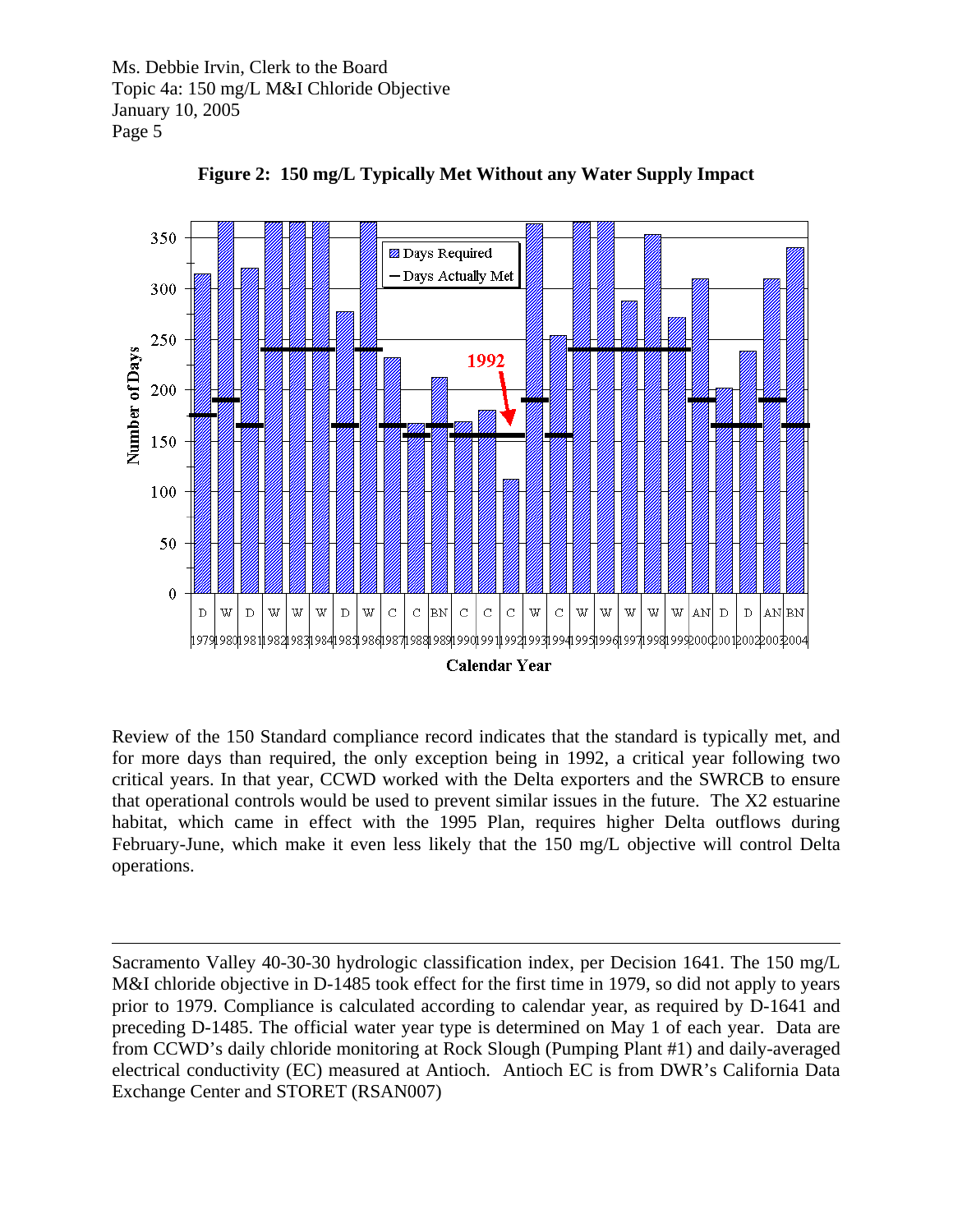**Figure 2: 150 mg/L Typically Met Without any Water Supply Impact**

Review of the 150 Standard compliance record indicates that the standard is typically met, and for more days than required, the only exception being in 1992, a critical year following two critical years. In that year, CCWD worked with the Delta exporters and the SWRCB to ensure that operational controls would be used to prevent similar issues in the future. The X2 estuarine habitat, which came in effect with the 1995 Plan, requires higher Delta outflows during February-June, which make it even less likely that the 150 mg/L objective will control Delta operations.

---

Sacramento Valley 40-30-30 hydrologic classification index, per Decision 1641. The 150 mg/L M&I chloride objective in D-1485 took effect for the first time in 1979, so did not apply to years prior to 1979. Compliance is calculated according to calendar year, as required by D-1641 and preceding D-1485. The official water year type is determined on May 1 of each year. Data are from CCWD's daily chloride monitoring at Rock Slough (Pumping Plant #1) and daily-averaged electrical conductivity (EC) measured at Antioch. Antioch EC is from DWR's California Data Exchange Center and STORET (RSAN007)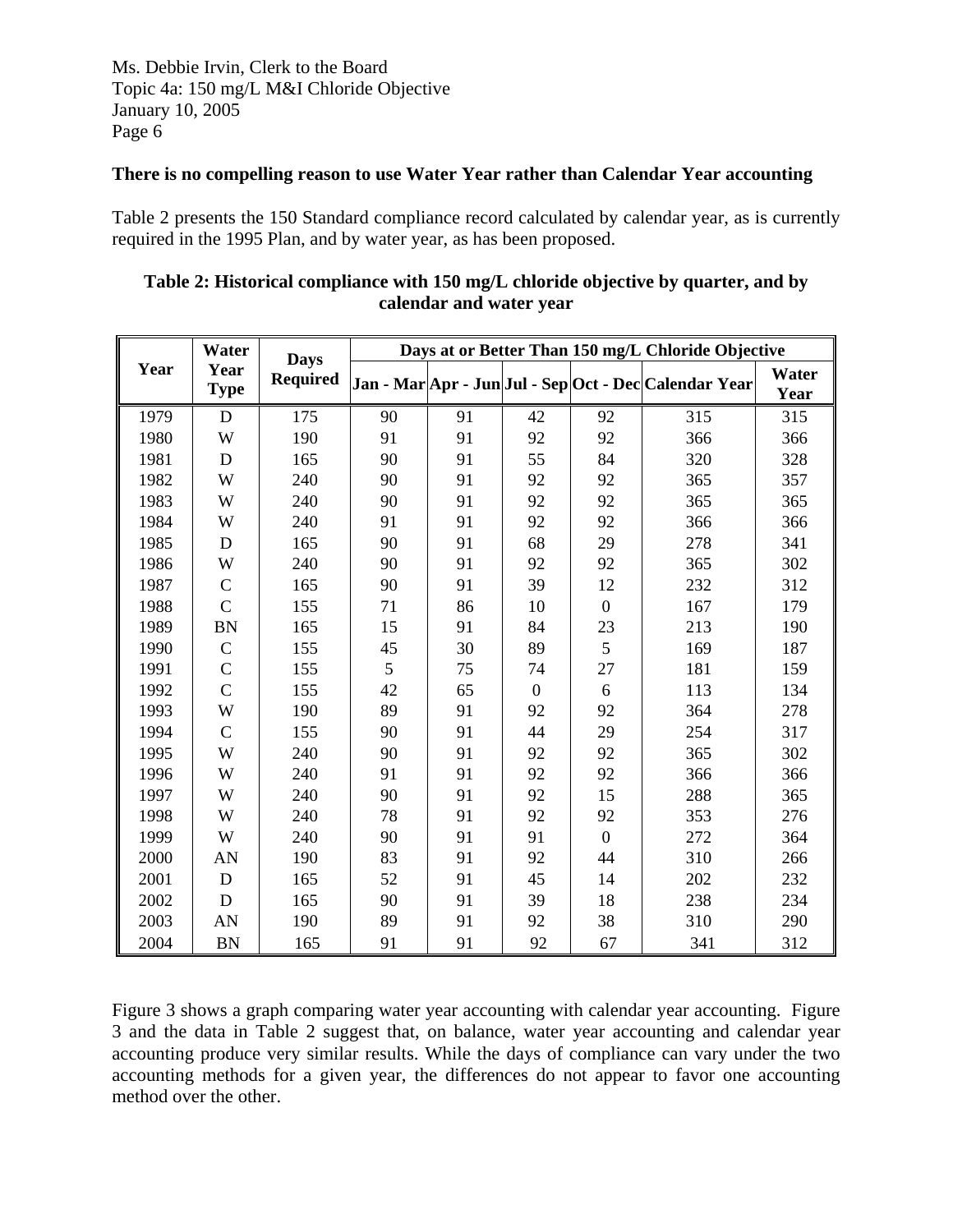Ms. Debbie Irvin, Clerk to the Board
Topic 4a: 150 mg/L M&I Chloride Objective
January 10, 2005

**There is no compelling reason to use Water Year rather than Calendar Year accounting**

Table 2 presents the 150 Standard compliance record calculated by calendar year, as is currently required in the 1995 Plan, and by water year, as has been proposed.

**Table 2: Historical compliance with 150 mg/L chloride objective by quarter, and by calendar and water year**

| Year | Water Year Type | Days Required | Days at or Better Than 150 mg/L Chloride Objective | | | | | |
|---|---|---|---|---|---|---|---|---|
| | | | Jan - Mar | Apr - Jun | Jul - Sep | Oct - Dec | Calendar Year | Water Year |
| 1979 | D | 175 | 90 | 91 | 42 | 92 | 315 | 315 |
| 1980 | W | 190 | 91 | 91 | 92 | 92 | 366 | 366 |
| 1981 | D | 165 | 90 | 91 | 55 | 84 | 320 | 328 |
| 1982 | W | 240 | 90 | 91 | 92 | 92 | 365 | 357 |
| 1983 | W | 240 | 90 | 91 | 92 | 92 | 365 | 365 |
| 1984 | W | 240 | 91 | 91 | 92 | 92 | 366 | 366 |
| 1985 | D | 165 | 90 | 91 | 68 | 29 | 278 | 341 |
| 1986 | W | 240 | 90 | 91 | 92 | 92 | 365 | 302 |
| 1987 | C | 165 | 90 | 91 | 39 | 12 | 232 | 312 |
| 1988 | C | 155 | 71 | 86 | 10 | 0 | 167 | 179 |
| 1989 | BN | 165 | 15 | 91 | 84 | 23 | 213 | 190 |
| 1990 | C | 155 | 45 | 30 | 89 | 5 | 169 | 187 |
| 1991 | C | 155 | 5 | 75 | 74 | 27 | 181 | 159 |
| 1992 | C | 155 | 42 | 65 | 0 | 6 | 113 | 134 |
| 1993 | W | 190 | 89 | 91 | 92 | 92 | 364 | 278 |
| 1994 | C | 155 | 90 | 91 | 44 | 29 | 254 | 317 |
| 1995 | W | 240 | 90 | 91 | 92 | 92 | 365 | 302 |
| 1996 | W | 240 | 91 | 91 | 92 | 92 | 366 | 366 |
| 1997 | W | 240 | 90 | 91 | 92 | 15 | 288 | 365 |
| 1998 | W | 240 | 78 | 91 | 92 | 92 | 353 | 276 |
| 1999 | W | 240 | 90 | 91 | 91 | 0 | 272 | 364 |
| 2000 | AN | 190 | 83 | 91 | 92 | 44 | 310 | 266 |
| 2001 | D | 165 | 52 | 91 | 45 | 14 | 202 | 232 |
| 2002 | D | 165 | 90 | 91 | 39 | 18 | 238 | 234 |
| 2003 | AN | 190 | 89 | 91 | 92 | 38 | 310 | 290 |
| 2004 | BN | 165 | 91 | 91 | 92 | 67 | 341 | 312 |

Figure 3 shows a graph comparing water year accounting with calendar year accounting. Figure 3 and the data in Table 2 suggest that, on balance, water year accounting and calendar year accounting produce very similar results. While the days of compliance can vary under the two accounting methods for a given year, the differences do not appear to favor one accounting method over the other.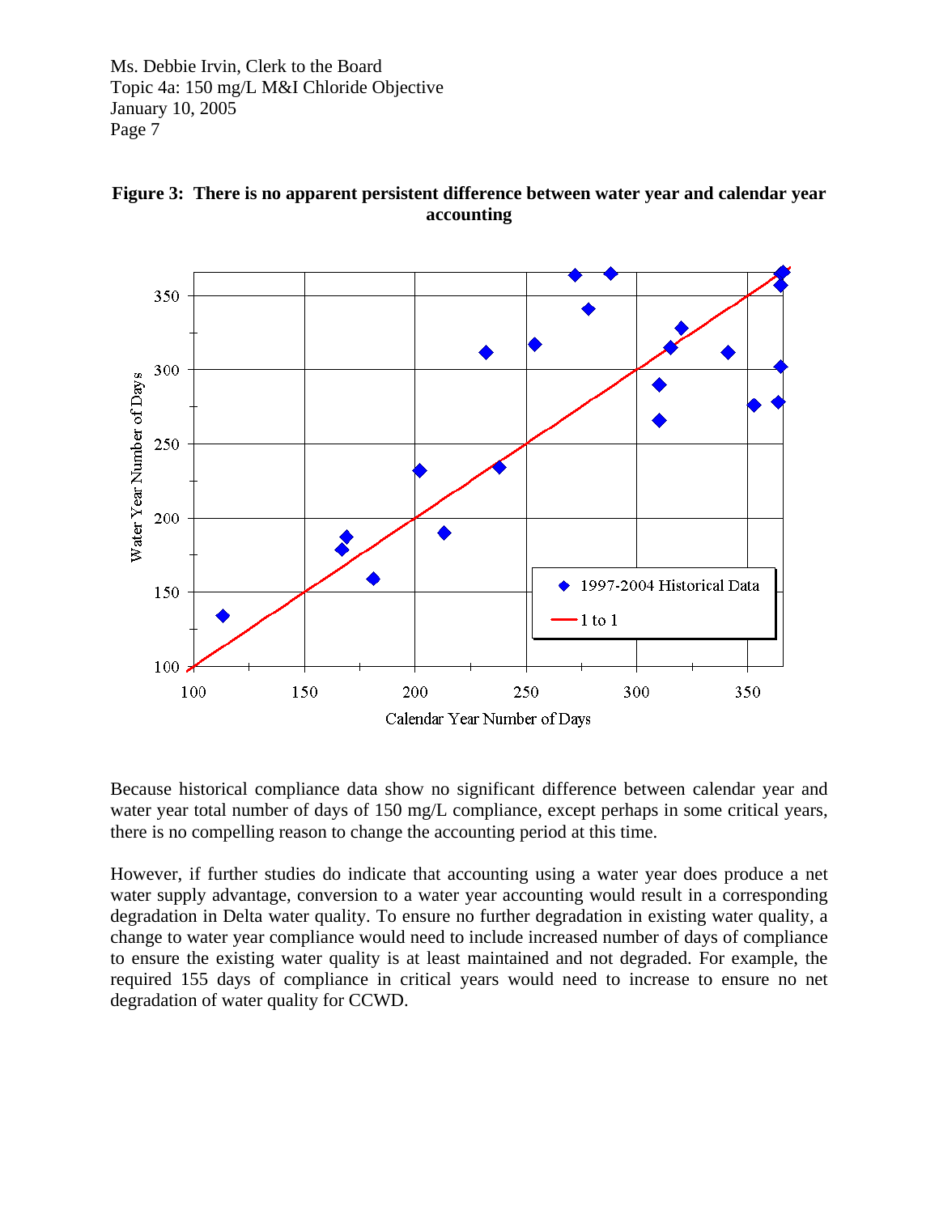**Figure 3: There is no apparent persistent difference between water year and calendar year accounting**

Because historical compliance data show no significant difference between calendar year and water year total number of days of 150 mg/L compliance, except perhaps in some critical years, there is no compelling reason to change the accounting period at this time.

However, if further studies do indicate that accounting using a water year does produce a net water supply advantage, conversion to a water year accounting would result in a corresponding degradation in Delta water quality. To ensure no further degradation in existing water quality, a change to water year compliance would need to include increased number of days of compliance to ensure the existing water quality is at least maintained and not degraded. For example, the required 155 days of compliance in critical years would need to increase to ensure no net degradation of water quality for CCWD.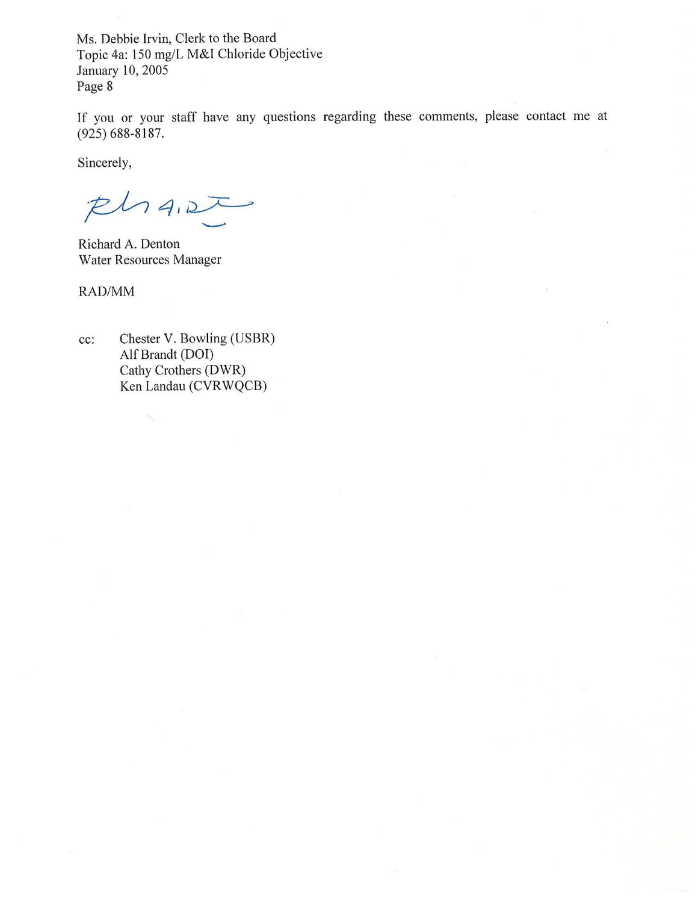If you or your staff have any questions regarding these comments, please contact me at (925) 688-8187.

Sincerely,

Richard A. Denton
Water Resources Manager

RAD/MM

cc: Chester V. Bowling (USBR)
Alf Brandt (DOI)
Cathy Crothers (DWR)
Ken Landau (CVRWQCB)